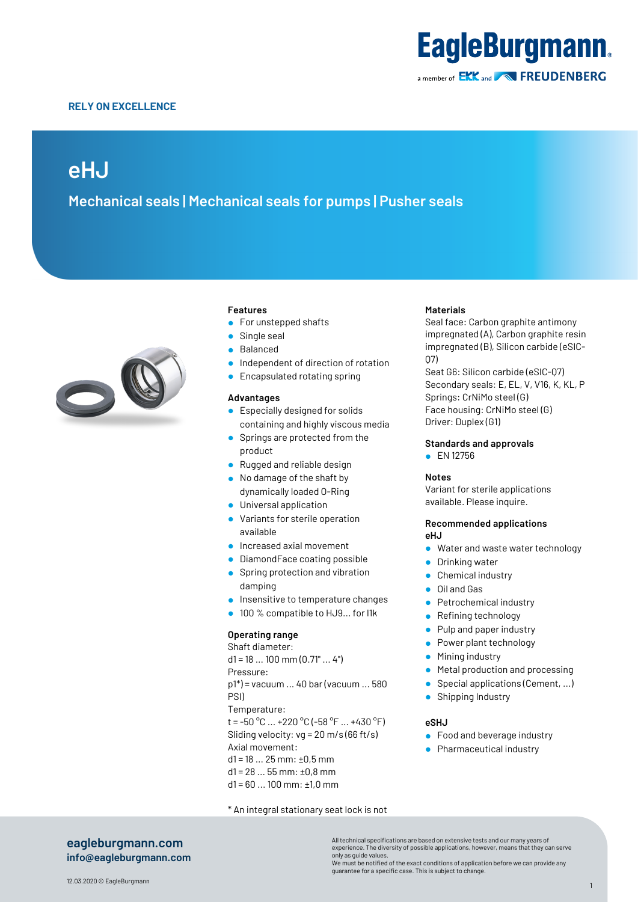RELY ON EXCELLENCE

# eHJ

## Mechanical seals | Mechanical seals for pumps | Pusher seals

### Features

- For unstepped shafts
- Single seal
- Balanced
- Independent of direction of rotation
- Encapsulated rotating spring

### Advantages

- Especially designed for solids containing and highly viscous media
- Springs are protected from the product
- Rugged and reliable design
- No damage of the shaft by dynamically loaded O-Ring
- Universal application
- Variants for sterile operation available
- Increased axial movement
- DiamondFace coating possible
- Spring protection and vibration damping
- Insensitive to temperature changes
- 100 % compatible to HJ9... for I1k

### Operating range

Shaft diameter:
d1 = 18 ... 100 mm (0.71" ... 4")
Pressure:
p1*) = vacuum ... 40 bar (vacuum ... 580 PSI)
Temperature:
t = -50 °C ... +220 °C (-58 °F ... +430 °F)
Sliding velocity: vg = 20 m/s (66 ft/s)
Axial movement:
d1 = 18 ... 25 mm: ±0,5 mm
d1 = 28 ... 55 mm: ±0,8 mm
d1 = 60 ... 100 mm: ±1,0 mm

\* An integral stationary seat lock is not

### Materials

Seal face: Carbon graphite antimony impregnated (A), Carbon graphite resin impregnated (B), Silicon carbide (eSIC-Q7)
Seat G6: Silicon carbide (eSIC-Q7)
Secondary seals: E, EL, V, V16, K, KL, P
Springs: CrNiMo steel (G)
Face housing: CrNiMo steel (G)
Driver: Duplex (G1)

### Standards and approvals

- EN 12756

### Notes

Variant for sterile applications available. Please inquire.

### Recommended applications

**eHJ**

- Water and waste water technology
- Drinking water
- Chemical industry
- Oil and Gas
- Petrochemical industry
- Refining technology
- Pulp and paper industry
- Power plant technology
- Mining industry
- Metal production and processing
- Special applications (Cement, ...)
- Shipping Industry

**eSHJ**

- Food and beverage industry
- Pharmaceutical industry

eagleburgmann.com
info@eagleburgmann.com

All technical specifications are based on extensive tests and our many years of experience. The diversity of possible applications, however, means that they can serve only as guide values.
We must be notified of the exact conditions of application before we can provide any guarantee for a specific case. This is subject to change.

12.03.2020 © EagleBurgmann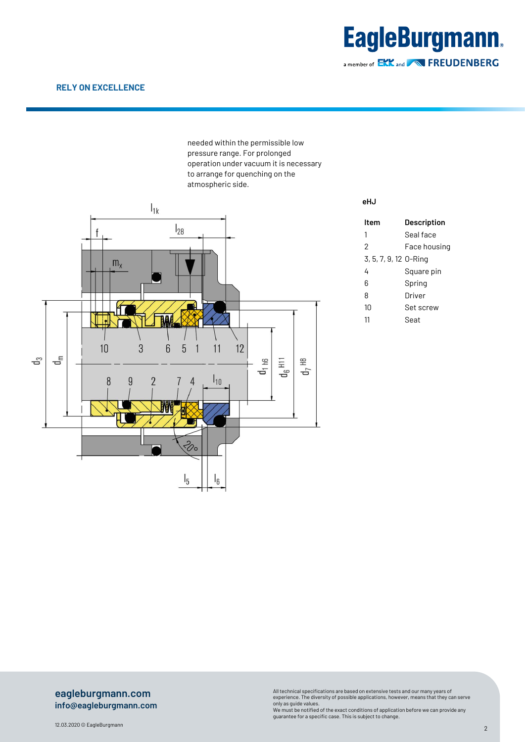needed within the permissible low pressure range. For prolonged operation under vacuum it is necessary to arrange for quenching on the atmospheric side.

**eHJ**

| Item | Description |
|---|---|
| 1 | Seal face |
| 2 | Face housing |
| 3, 5, 7, 9, 12 | O-Ring |
| 4 | Square pin |
| 6 | Spring |
| 8 | Driver |
| 10 | Set screw |
| 11 | Seat |

**eagleburgmann.com**
**info@eagleburgmann.com**

All technical specifications are based on extensive tests and our many years of experience. The diversity of possible applications, however, means that they can serve only as guide values.
We must be notified of the exact conditions of application before we can provide any guarantee for a specific case. This is subject to change.

12.03.2020 © EagleBurgmann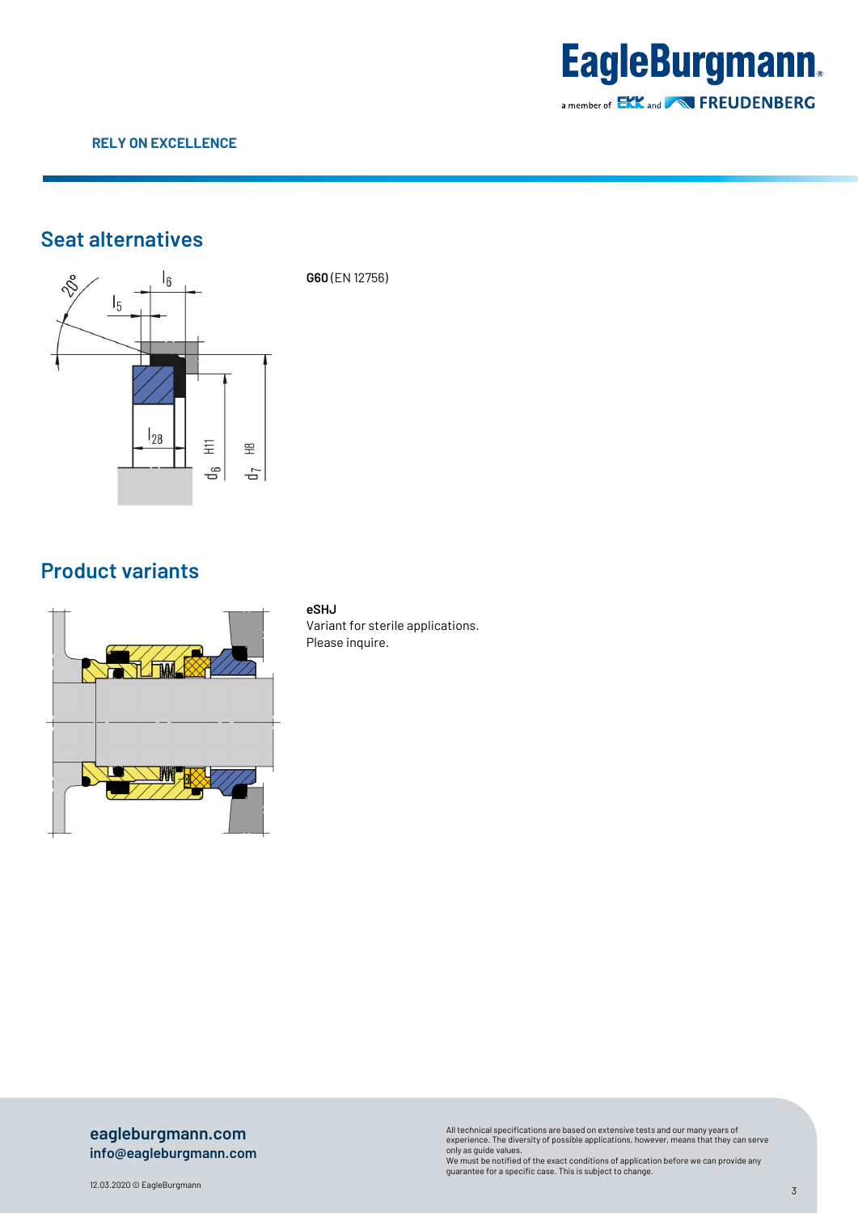## Seat alternatives

**G60** (EN 12756)

## Product variants

**eSHJ**
Variant for sterile applications.
Please inquire.

All technical specifications are based on extensive tests and our many years of experience. The diversity of possible applications, however, means that they can serve only as guide values.
We must be notified of the exact conditions of application before we can provide any guarantee for a specific case. This is subject to change.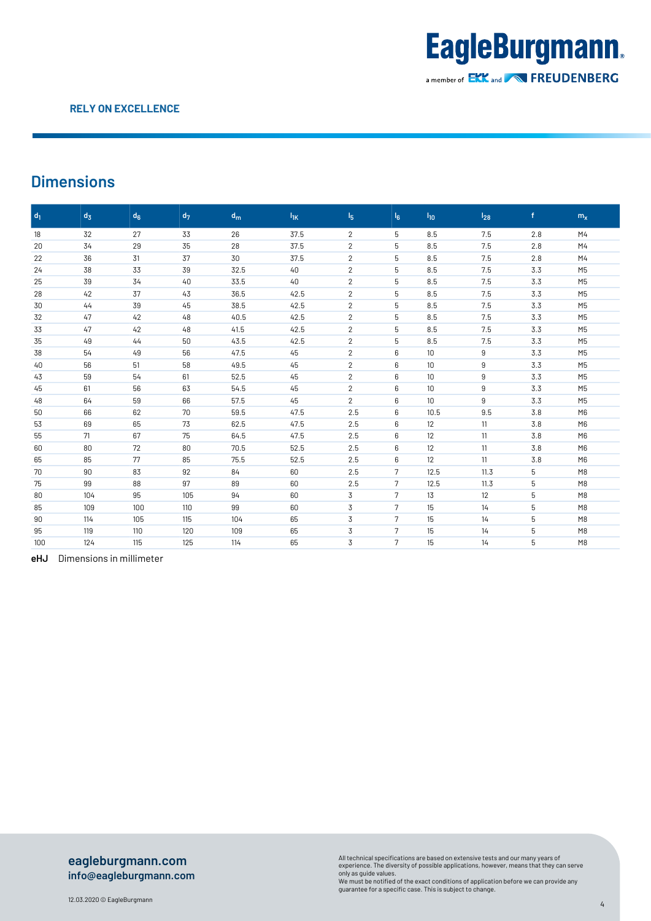RELY ON EXCELLENCE

## Dimensions

| $d_1$ | $d_3$ | $d_6$ | $d_7$ | $d_m$ | $l_{1K}$ | $l_5$ | $l_6$ | $l_{10}$ | $l_{28}$ | f | $m_x$ |
|---|---|---|---|---|---|---|---|---|---|---|---|
| 18 | 32 | 27 | 33 | 26 | 37.5 | 2 | 5 | 8.5 | 7.5 | 2.8 | M4 |
| 20 | 34 | 29 | 35 | 28 | 37.5 | 2 | 5 | 8.5 | 7.5 | 2.8 | M4 |
| 22 | 36 | 31 | 37 | 30 | 37.5 | 2 | 5 | 8.5 | 7.5 | 2.8 | M4 |
| 24 | 38 | 33 | 39 | 32.5 | 40 | 2 | 5 | 8.5 | 7.5 | 3.3 | M5 |
| 25 | 39 | 34 | 40 | 33.5 | 40 | 2 | 5 | 8.5 | 7.5 | 3.3 | M5 |
| 28 | 42 | 37 | 43 | 36.5 | 42.5 | 2 | 5 | 8.5 | 7.5 | 3.3 | M5 |
| 30 | 44 | 39 | 45 | 38.5 | 42.5 | 2 | 5 | 8.5 | 7.5 | 3.3 | M5 |
| 32 | 47 | 42 | 48 | 40.5 | 42.5 | 2 | 5 | 8.5 | 7.5 | 3.3 | M5 |
| 33 | 47 | 42 | 48 | 41.5 | 42.5 | 2 | 5 | 8.5 | 7.5 | 3.3 | M5 |
| 35 | 49 | 44 | 50 | 43.5 | 42.5 | 2 | 5 | 8.5 | 7.5 | 3.3 | M5 |
| 38 | 54 | 49 | 56 | 47.5 | 45 | 2 | 6 | 10 | 9 | 3.3 | M5 |
| 40 | 56 | 51 | 58 | 49.5 | 45 | 2 | 6 | 10 | 9 | 3.3 | M5 |
| 43 | 59 | 54 | 61 | 52.5 | 45 | 2 | 6 | 10 | 9 | 3.3 | M5 |
| 45 | 61 | 56 | 63 | 54.5 | 45 | 2 | 6 | 10 | 9 | 3.3 | M5 |
| 48 | 64 | 59 | 66 | 57.5 | 45 | 2 | 6 | 10 | 9 | 3.3 | M5 |
| 50 | 66 | 62 | 70 | 59.5 | 47.5 | 2.5 | 6 | 10.5 | 9.5 | 3.8 | M6 |
| 53 | 69 | 65 | 73 | 62.5 | 47.5 | 2.5 | 6 | 12 | 11 | 3.8 | M6 |
| 55 | 71 | 67 | 75 | 64.5 | 47.5 | 2.5 | 6 | 12 | 11 | 3.8 | M6 |
| 60 | 80 | 72 | 80 | 70.5 | 52.5 | 2.5 | 6 | 12 | 11 | 3.8 | M6 |
| 65 | 85 | 77 | 85 | 75.5 | 52.5 | 2.5 | 6 | 12 | 11 | 3.8 | M6 |
| 70 | 90 | 83 | 92 | 84 | 60 | 2.5 | 7 | 12.5 | 11.3 | 5 | M8 |
| 75 | 99 | 88 | 97 | 89 | 60 | 2.5 | 7 | 12.5 | 11.3 | 5 | M8 |
| 80 | 104 | 95 | 105 | 94 | 60 | 3 | 7 | 13 | 12 | 5 | M8 |
| 85 | 109 | 100 | 110 | 99 | 60 | 3 | 7 | 15 | 14 | 5 | M8 |
| 90 | 114 | 105 | 115 | 104 | 65 | 3 | 7 | 15 | 14 | 5 | M8 |
| 95 | 119 | 110 | 120 | 109 | 65 | 3 | 7 | 15 | 14 | 5 | M8 |
| 100 | 124 | 115 | 125 | 114 | 65 | 3 | 7 | 15 | 14 | 5 | M8 |

**eHJ** Dimensions in millimeter

**eagleburgmann.com**
**info@eagleburgmann.com**

All technical specifications are based on extensive tests and our many years of experience. The diversity of possible applications, however, means that they can serve only as guide values.
We must be notified of the exact conditions of application before we can provide any guarantee for a specific case. This is subject to change.

12.03.2020 © EagleBurgmann